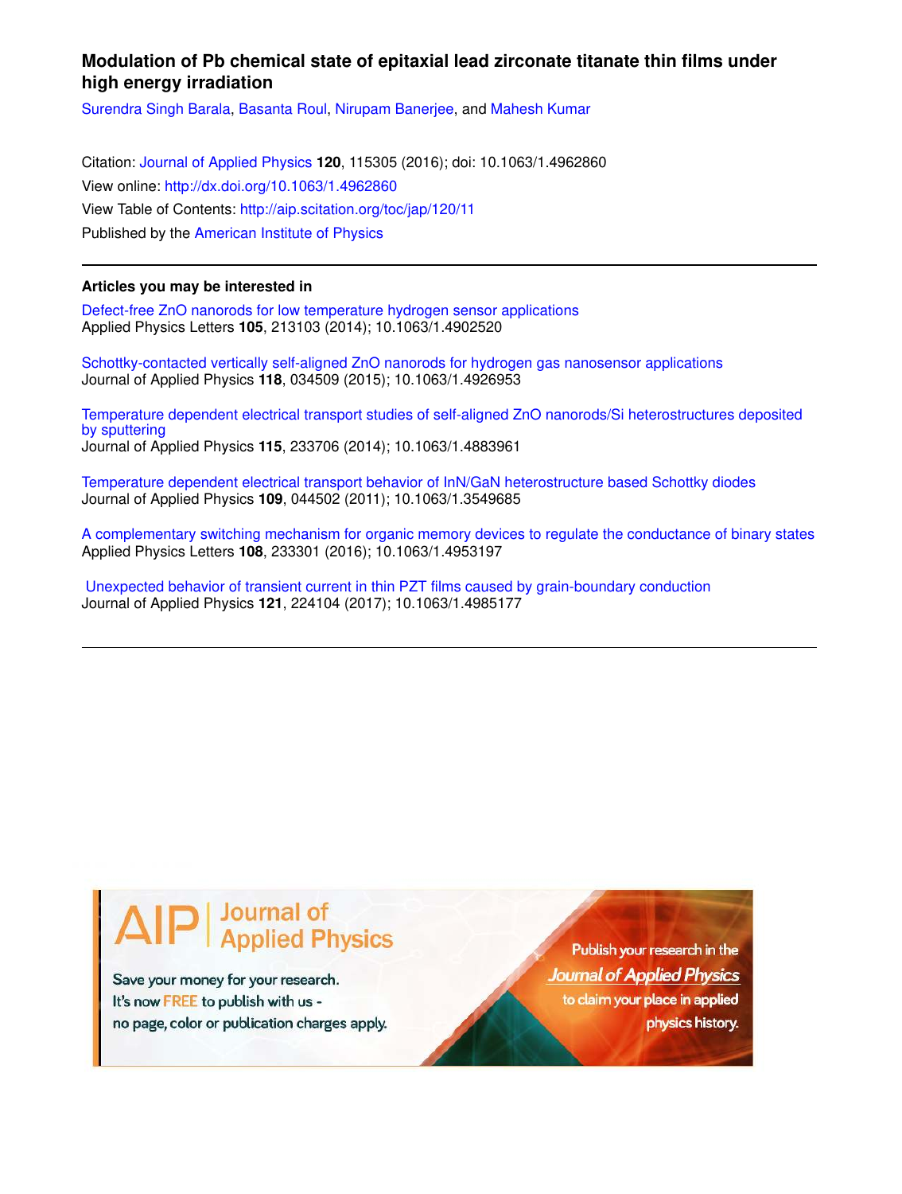# Modulation of Pb chemical state of epitaxial lead zirconate titanate thin films under high energy irradiation

Surendra Singh Barala, Basanta Roul, Nirupam Banerjee, and Mahesh Kumar

Citation: Journal of Applied Physics **120**, 115305 (2016); doi: 10.1063/1.4962860

View online: http://dx.doi.org/10.1063/1.4962860

View Table of Contents: http://aip.scitation.org/toc/jap/120/11

Published by the American Institute of Physics

---

### Articles you may be interested in

Defect-free ZnO nanorods for low temperature hydrogen sensor applications
Applied Physics Letters **105**, 213103 (2014); 10.1063/1.4902520

Schottky-contacted vertically self-aligned ZnO nanorods for hydrogen gas nanosensor applications
Journal of Applied Physics **118**, 034509 (2015); 10.1063/1.4926953

Temperature dependent electrical transport studies of self-aligned ZnO nanorods/Si heterostructures deposited by sputtering
Journal of Applied Physics **115**, 233706 (2014); 10.1063/1.4883961

Temperature dependent electrical transport behavior of InN/GaN heterostructure based Schottky diodes
Journal of Applied Physics **109**, 044502 (2011); 10.1063/1.3549685

A complementary switching mechanism for organic memory devices to regulate the conductance of binary states
Applied Physics Letters **108**, 233301 (2016); 10.1063/1.4953197

Unexpected behavior of transient current in thin PZT films caused by grain-boundary conduction
Journal of Applied Physics **121**, 224104 (2017); 10.1063/1.4985177

---

AIP | Journal of Applied Physics

Save your money for your research.
It's now FREE to publish with us -
no page, color or publication charges apply.

Publish your research in the *Journal of Applied Physics* to claim your place in applied physics history.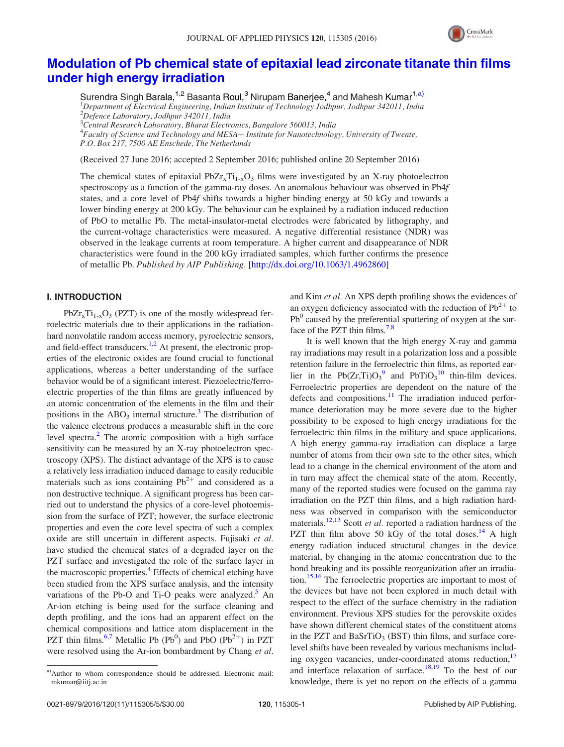# Modulation of Pb chemical state of epitaxial lead zirconate titanate thin films under high energy irradiation

Surendra Singh Barala,[1,2] Basanta Roul,[3] Nirupam Banerjee,[4] and Mahesh Kumar[1,a)]

[1]*Department of Electrical Engineering, Indian Institute of Technology Jodhpur, Jodhpur 342011, India*
[2]*Defence Laboratory, Jodhpur 342011, India*
[3]*Central Research Laboratory, Bharat Electronics, Bangalore 560013, India*
[4]*Faculty of Science and Technology and MESA+ Institute for Nanotechnology, University of Twente, P.O. Box 217, 7500 AE Enschede, The Netherlands*

(Received 27 June 2016; accepted 2 September 2016; published online 20 September 2016)

The chemical states of epitaxial $PbZr_xTi_{1-x}O_3$ films were investigated by an X-ray photoelectron spectroscopy as a function of the gamma-ray doses. An anomalous behaviour was observed in Pb4*f* states, and a core level of Pb4*f* shifts towards a higher binding energy at 50 kGy and towards a lower binding energy at 200 kGy. The behaviour can be explained by a radiation induced reduction of PbO to metallic Pb. The metal-insulator-metal electrodes were fabricated by lithography, and the current-voltage characteristics were measured. A negative differential resistance (NDR) was observed in the leakage currents at room temperature. A higher current and disappearance of NDR characteristics were found in the 200 kGy irradiated samples, which further confirms the presence of metallic Pb. *Published by AIP Publishing.* [http://dx.doi.org/10.1063/1.4962860]

## I. INTRODUCTION

$PbZr_xTi_{1-x}O_3$ (PZT) is one of the mostly widespread ferroelectric materials due to their applications in the radiation-hard nonvolatile random access memory, pyroelectric sensors, and field-effect transducers.[1,2] At present, the electronic properties of the electronic oxides are found crucial to functional applications, whereas a better understanding of the surface behavior would be of a significant interest. Piezoelectric/ferroelectric properties of the thin films are greatly influenced by an atomic concentration of the elements in the film and their positions in the $ABO_3$ internal structure.[3] The distribution of the valence electrons produces a measurable shift in the core level spectra.[2] The atomic composition with a high surface sensitivity can be measured by an X-ray photoelectron spectroscopy (XPS). The distinct advantage of the XPS is to cause a relatively less irradiation induced damage to easily reducible materials such as ions containing $Pb^{2+}$ and considered as a non destructive technique. A significant progress has been carried out to understand the physics of a core-level photoemission from the surface of PZT; however, the surface electronic properties and even the core level spectra of such a complex oxide are still uncertain in different aspects. Fujisaki *et al.* have studied the chemical states of a degraded layer on the PZT surface and investigated the role of the surface layer in the macroscopic properties.[4] Effects of chemical etching have been studied from the XPS surface analysis, and the intensity variations of the Pb-O and Ti-O peaks were analyzed.[5] An Ar-ion etching is being used for the surface cleaning and depth profiling, and the ions had an apparent effect on the chemical compositions and lattice atom displacement in the PZT thin films.[6,7] Metallic Pb ($Pb^0$) and PbO ($Pb^{2+}$) in PZT were resolved using the Ar-ion bombardment by Chang *et al.* and Kim *et al.* An XPS depth profiling shows the evidences of an oxygen deficiency associated with the reduction of $Pb^{2+}$ to $Pb^0$ caused by the preferential sputtering of oxygen at the surface of the PZT thin films.[7,8]

It is well known that the high energy X-ray and gamma ray irradiations may result in a polarization loss and a possible retention failure in the ferroelectric thin films, as reported earlier in the $Pb(Zr,Ti)O_3$[9] and $PbTiO_3$[10] thin-film devices. Ferroelectric properties are dependent on the nature of the defects and compositions.[11] The irradiation induced performance deterioration may be more severe due to the higher possibility to be exposed to high energy irradiations for the ferroelectric thin films in the military and space applications. A high energy gamma-ray irradiation can displace a large number of atoms from their own site to the other sites, which lead to a change in the chemical environment of the atom and in turn may affect the chemical state of the atom. Recently, many of the reported studies were focused on the gamma ray irradiation on the PZT thin films, and a high radiation hardness was observed in comparison with the semiconductor materials.[12,13] Scott *et al.* reported a radiation hardness of the PZT thin film above 50 kGy of the total doses.[14] A high energy radiation induced structural changes in the device material, by changing in the atomic concentration due to the bond breaking and its possible reorganization after an irradiation.[15,16] The ferroelectric properties are important to most of the devices but have not been explored in much detail with respect to the effect of the surface chemistry in the radiation environment. Previous XPS studies for the perovskite oxides have shown different chemical states of the constituent atoms in the PZT and $BaSrTiO_3$ (BST) thin films, and surface core-level shifts have been revealed by various mechanisms including oxygen vacancies, under-coordinated atoms reduction,[17] and interface relaxation of surface.[18,19] To the best of our knowledge, there is yet no report on the effects of a gamma

a)Author to whom correspondence should be addressed. Electronic mail: mkumar@iitj.ac.in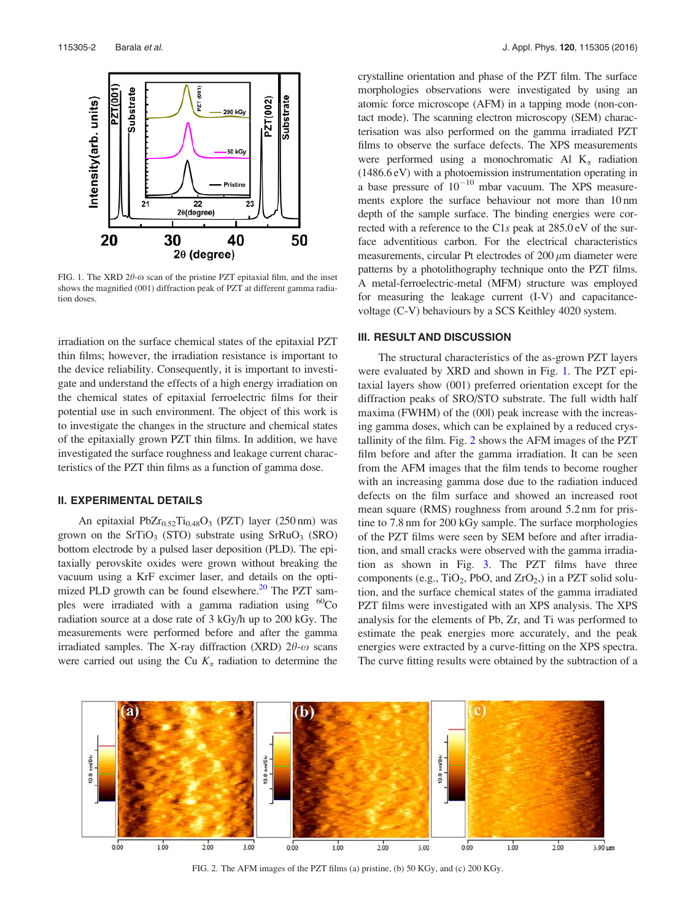FIG. 1. The XRD 2$\theta$-$\omega$ scan of the pristine PZT epitaxial film, and the inset shows the magnified (001) diffraction peak of PZT at different gamma radiation doses.

irradiation on the surface chemical states of the epitaxial PZT thin films; however, the irradiation resistance is important to the device reliability. Consequently, it is important to investigate and understand the effects of a high energy irradiation on the chemical states of epitaxial ferroelectric films for their potential use in such environment. The object of this work is to investigate the changes in the structure and chemical states of the epitaxially grown PZT thin films. In addition, we have investigated the surface roughness and leakage current characteristics of the PZT thin films as a function of gamma dose.

## II. EXPERIMENTAL DETAILS

An epitaxial $PbZr_{0.52}Ti_{0.48}O_3$ (PZT) layer (250 nm) was grown on the $SrTiO_3$ (STO) substrate using $SrRuO_3$ (SRO) bottom electrode by a pulsed laser deposition (PLD). The epitaxially perovskite oxides were grown without breaking the vacuum using a KrF excimer laser, and details on the optimized PLD growth can be found elsewhere.[20] The PZT samples were irradiated with a gamma radiation using $^{60}$Co radiation source at a dose rate of 3 kGy/h up to 200 kGy. The measurements were performed before and after the gamma irradiated samples. The X-ray diffraction (XRD) 2$\theta$-$\omega$ scans were carried out using the Cu $K_\alpha$ radiation to determine the crystalline orientation and phase of the PZT film. The surface morphologies observations were investigated by using an atomic force microscope (AFM) in a tapping mode (non-contact mode). The scanning electron microscopy (SEM) characterisation was also performed on the gamma irradiated PZT films to observe the surface defects. The XPS measurements were performed using a monochromatic Al $K_\alpha$ radiation (1486.6 eV) with a photoemission instrumentation operating in a base pressure of $10^{-10}$ mbar vacuum. The XPS measurements explore the surface behaviour not more than 10 nm depth of the sample surface. The binding energies were corrected with a reference to the C1*s* peak at 285.0 eV of the surface adventitious carbon. For the electrical characteristics measurements, circular Pt electrodes of 200 $\mu$m diameter were patterns by a photolithography technique onto the PZT films. A metal-ferroelectric-metal (MFM) structure was employed for measuring the leakage current (I-V) and capacitance-voltage (C-V) behaviours by a SCS Keithley 4020 system.

## III. RESULT AND DISCUSSION

The structural characteristics of the as-grown PZT layers were evaluated by XRD and shown in Fig. 1. The PZT epitaxial layers show (001) preferred orientation except for the diffraction peaks of SRO/STO substrate. The full width half maxima (FWHM) of the (00l) peak increase with the increasing gamma doses, which can be explained by a reduced crystallinity of the film. Fig. 2 shows the AFM images of the PZT film before and after the gamma irradiation. It can be seen from the AFM images that the film tends to become rougher with an increasing gamma dose due to the radiation induced defects on the film surface and showed an increased root mean square (RMS) roughness from around 5.2 nm for pristine to 7.8 nm for 200 kGy sample. The surface morphologies of the PZT films were seen by SEM before and after irradiation, and small cracks were observed with the gamma irradiation as shown in Fig. 3. The PZT films have three components (e.g., $TiO_2$, PbO, and $ZrO_2$,) in a PZT solid solution, and the surface chemical states of the gamma irradiated PZT films were investigated with an XPS analysis. The XPS analysis for the elements of Pb, Zr, and Ti was performed to estimate the peak energies more accurately, and the peak energies were extracted by a curve-fitting on the XPS spectra. The curve fitting results were obtained by the subtraction of a

FIG. 2. The AFM images of the PZT films (a) pristine, (b) 50 KGy, and (c) 200 KGy.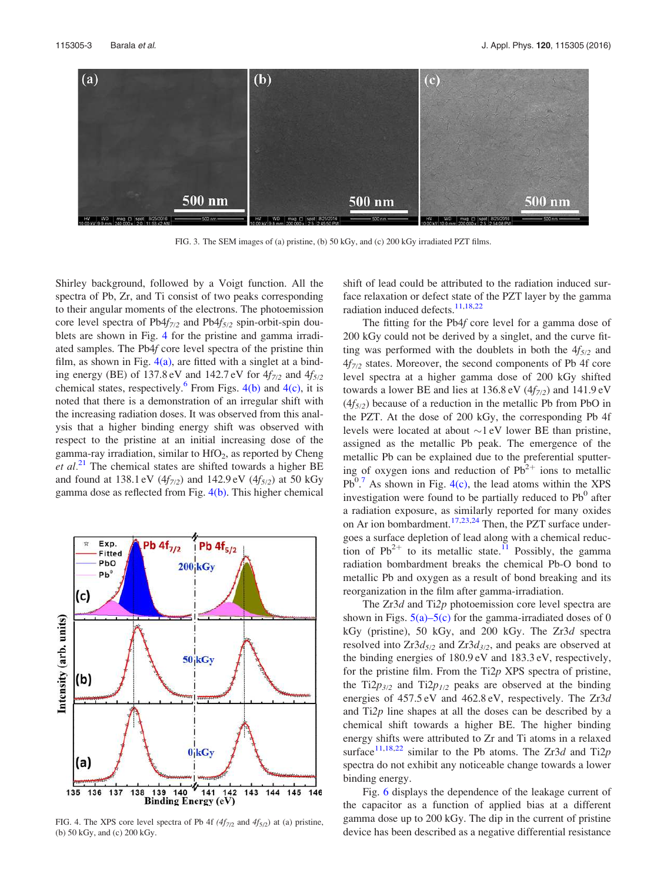FIG. 3. The SEM images of (a) pristine, (b) 50 kGy, and (c) 200 kGy irradiated PZT films.

Shirley background, followed by a Voigt function. All the spectra of Pb, Zr, and Ti consist of two peaks corresponding to their angular moments of the electrons. The photoemission core level spectra of Pb4$f_{7/2}$ and Pb4$f_{5/2}$ spin-orbit-spin doublets are shown in Fig. 4 for the pristine and gamma irradiated samples. The Pb4$f$ core level spectra of the pristine thin film, as shown in Fig. 4(a), are fitted with a singlet at a binding energy (BE) of 137.8 eV and 142.7 eV for 4$f_{7/2}$ and 4$f_{5/2}$ chemical states, respectively.[6] From Figs. 4(b) and 4(c), it is noted that there is a demonstration of an irregular shift with the increasing radiation doses. It was observed from this analysis that a higher binding energy shift was observed with respect to the pristine at an initial increasing dose of the gamma-ray irradiation, similar to $HfO_2$, as reported by Cheng *et al.*[21] The chemical states are shifted towards a higher BE and found at 138.1 eV (4$f_{7/2}$) and 142.9 eV (4$f_{5/2}$) at 50 kGy gamma dose as reflected from Fig. 4(b). This higher chemical shift of lead could be attributed to the radiation induced surface relaxation or defect state of the PZT layer by the gamma radiation induced defects.[11,18,22]

FIG. 4. The XPS core level spectra of Pb 4f *(4$f_{7/2}$* and 4$f_{5/2}$) at (a) pristine, (b) 50 kGy, and (c) 200 kGy.

The fitting for the Pb4$f$ core level for a gamma dose of 200 kGy could not be derived by a singlet, and the curve fitting was performed with the doublets in both the 4$f_{5/2}$ and 4$f_{7/2}$ states. Moreover, the second components of Pb 4f core level spectra at a higher gamma dose of 200 kGy shifted towards a lower BE and lies at 136.8 eV (4$f_{7/2}$) and 141.9 eV (4$f_{5/2}$) because of a reduction in the metallic Pb from PbO in the PZT. At the dose of 200 kGy, the corresponding Pb 4f levels were located at about ~1 eV lower BE than pristine, assigned as the metallic Pb peak. The emergence of the metallic Pb can be explained due to the preferential sputtering of oxygen ions and reduction of $Pb^{2+}$ ions to metallic $Pb^{0}$.[7] As shown in Fig. 4(c), the lead atoms within the XPS investigation were found to be partially reduced to $Pb^{0}$ after a radiation exposure, as similarly reported for many oxides on Ar ion bombardment.[17,23,24] Then, the PZT surface undergoes a surface depletion of lead along with a chemical reduction of $Pb^{2+}$ to its metallic state.[11] Possibly, the gamma radiation bombardment breaks the chemical Pb-O bond to metallic Pb and oxygen as a result of bond breaking and its reorganization in the film after gamma-irradiation.

The Zr3$d$ and Ti2$p$ photoemission core level spectra are shown in Figs. 5(a)–5(c) for the gamma-irradiated doses of 0 kGy (pristine), 50 kGy, and 200 kGy. The Zr3$d$ spectra resolved into Zr3$d_{5/2}$ and Zr3$d_{3/2}$, and peaks are observed at the binding energies of 180.9 eV and 183.3 eV, respectively, for the pristine film. From the Ti2$p$ XPS spectra of pristine, the Ti2$p_{3/2}$ and Ti2$p_{1/2}$ peaks are observed at the binding energies of 457.5 eV and 462.8 eV, respectively. The Zr3$d$ and Ti2$p$ line shapes at all the doses can be described by a chemical shift towards a higher BE. The higher binding energy shifts were attributed to Zr and Ti atoms in a relaxed surface[11,18,22] similar to the Pb atoms. The Zr3$d$ and Ti2$p$ spectra do not exhibit any noticeable change towards a lower binding energy.

Fig. 6 displays the dependence of the leakage current of the capacitor as a function of applied bias at a different gamma dose up to 200 kGy. The dip in the current of pristine device has been described as a negative differential resistance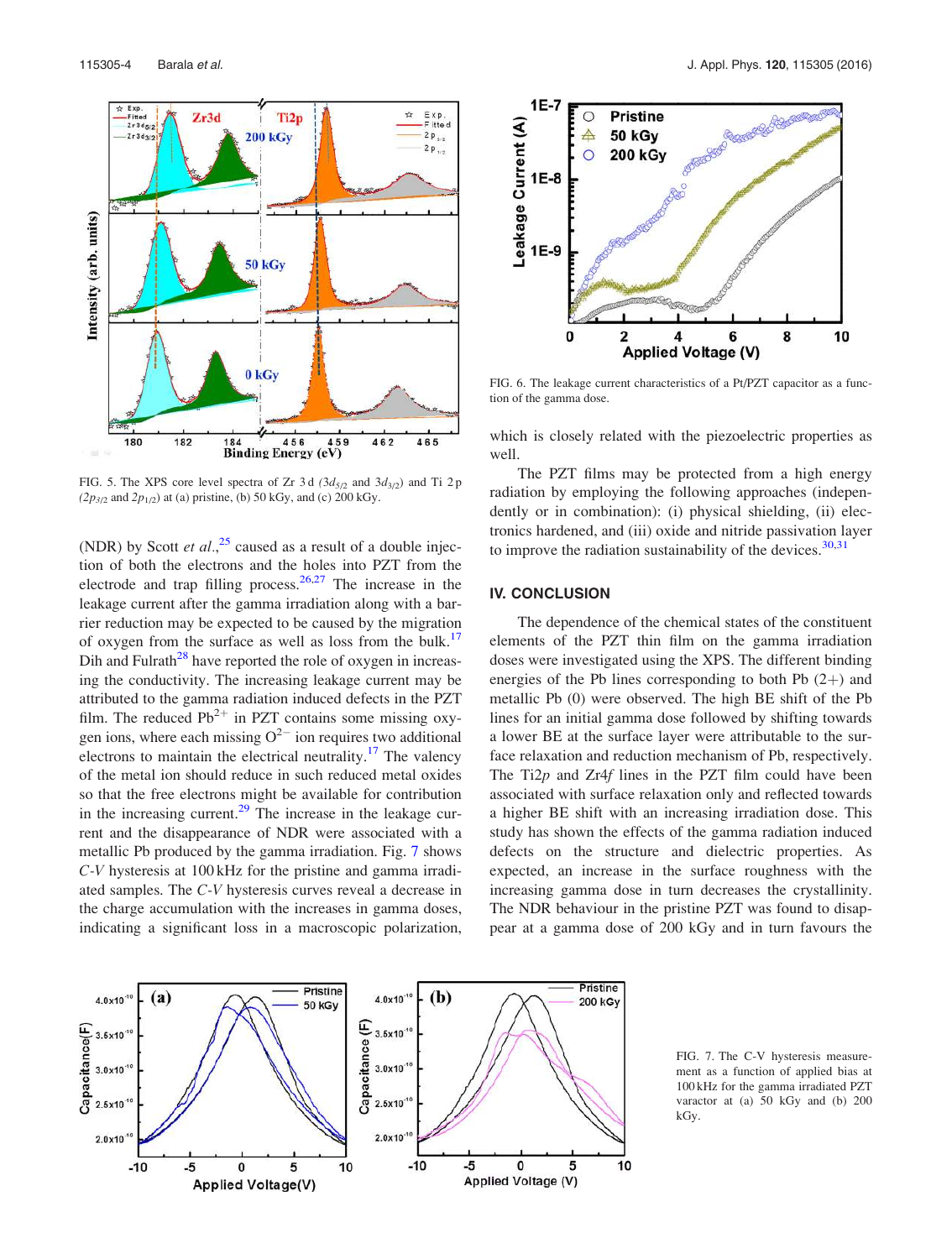FIG. 5. The XPS core level spectra of Zr 3d ($3d_{5/2}$ and $3d_{3/2}$) and Ti 2p ($2p_{3/2}$ and $2p_{1/2}$) at (a) pristine, (b) 50 kGy, and (c) 200 kGy.

(NDR) by Scott *et al.*,[25] caused as a result of a double injection of both the electrons and the holes into PZT from the electrode and trap filling process.[26,27] The increase in the leakage current after the gamma irradiation along with a barrier reduction may be expected to be caused by the migration of oxygen from the surface as well as loss from the bulk.[17] Dih and Fulrath[28] have reported the role of oxygen in increasing the conductivity. The increasing leakage current may be attributed to the gamma radiation induced defects in the PZT film. The reduced $Pb^{2+}$ in PZT contains some missing oxygen ions, where each missing $O^{2-}$ ion requires two additional electrons to maintain the electrical neutrality.[17] The valency of the metal ion should reduce in such reduced metal oxides so that the free electrons might be available for contribution in the increasing current.[29] The increase in the leakage current and the disappearance of NDR were associated with a metallic Pb produced by the gamma irradiation. Fig. 7 shows *C-V* hysteresis at 100 kHz for the pristine and gamma irradiated samples. The *C-V* hysteresis curves reveal a decrease in the charge accumulation with the increases in gamma doses, indicating a significant loss in a macroscopic polarization,

FIG. 6. The leakage current characteristics of a Pt/PZT capacitor as a function of the gamma dose.

which is closely related with the piezoelectric properties as well.

The PZT films may be protected from a high energy radiation by employing the following approaches (independently or in combination): (i) physical shielding, (ii) electronics hardened, and (iii) oxide and nitride passivation layer to improve the radiation sustainability of the devices.[30,31]

## IV. CONCLUSION

The dependence of the chemical states of the constituent elements of the PZT thin film on the gamma irradiation doses were investigated using the XPS. The different binding energies of the Pb lines corresponding to both Pb (2+) and metallic Pb (0) were observed. The high BE shift of the Pb lines for an initial gamma dose followed by shifting towards a lower BE at the surface layer were attributable to the surface relaxation and reduction mechanism of Pb, respectively. The Ti2*p* and Zr4*f* lines in the PZT film could have been associated with surface relaxation only and reflected towards a higher BE shift with an increasing irradiation dose. This study has shown the effects of the gamma radiation induced defects on the structure and dielectric properties. As expected, an increase in the surface roughness with the increasing gamma dose in turn decreases the crystallinity. The NDR behaviour in the pristine PZT was found to disappear at a gamma dose of 200 kGy and in turn favours the

FIG. 7. The C-V hysteresis measurement as a function of applied bias at 100 kHz for the gamma irradiated PZT varactor at (a) 50 kGy and (b) 200 kGy.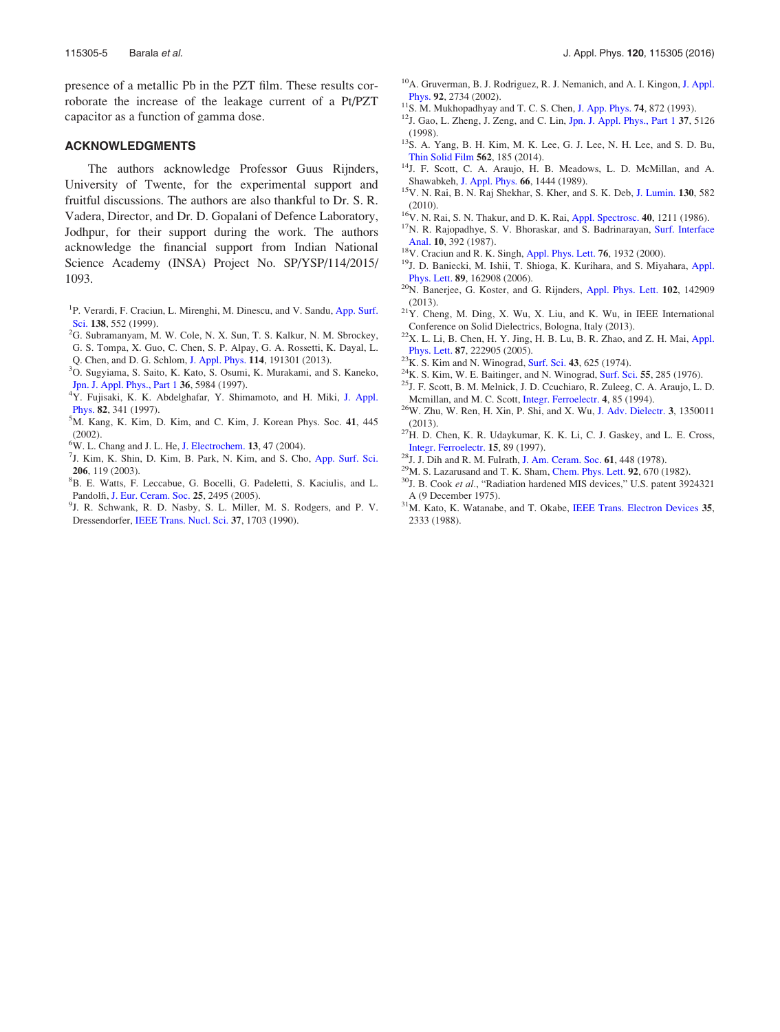presence of a metallic Pb in the PZT film. These results corroborate the increase of the leakage current of a Pt/PZT capacitor as a function of gamma dose.

## ACKNOWLEDGMENTS

The authors acknowledge Professor Guus Rijnders, University of Twente, for the experimental support and fruitful discussions. The authors are also thankful to Dr. S. R. Vadera, Director, and Dr. D. Gopalani of Defence Laboratory, Jodhpur, for their support during the work. The authors acknowledge the financial support from Indian National Science Academy (INSA) Project No. SP/YSP/114/2015/1093.

[1] P. Verardi, F. Craciun, L. Mirenghi, M. Dinescu, and V. Sandu, App. Surf. Sci. **138**, 552 (1999).
[2] G. Subramanyam, M. W. Cole, N. X. Sun, T. S. Kalkur, N. M. Sbrockey, G. S. Tompa, X. Guo, C. Chen, S. P. Alpay, G. A. Rossetti, K. Dayal, L. Q. Chen, and D. G. Schlom, J. Appl. Phys. **114**, 191301 (2013).
[3] O. Sugyiama, S. Saito, K. Kato, S. Osumi, K. Murakami, and S. Kaneko, Jpn. J. Appl. Phys., Part 1 **36**, 5984 (1997).
[4] Y. Fujisaki, K. K. Abdelghafar, Y. Shimamoto, and H. Miki, J. Appl. Phys. **82**, 341 (1997).
[5] M. Kang, K. Kim, D. Kim, and C. Kim, J. Korean Phys. Soc. **41**, 445 (2002).
[6] W. L. Chang and J. L. He, J. Electrochem. **13**, 47 (2004).
[7] J. Kim, K. Shin, D. Kim, B. Park, N. Kim, and S. Cho, App. Surf. Sci. **206**, 119 (2003).
[8] B. E. Watts, F. Leccabue, G. Bocelli, G. Padeletti, S. Kaciulis, and L. Pandolfi, J. Eur. Ceram. Soc. **25**, 2495 (2005).
[9] J. R. Schwank, R. D. Nasby, S. L. Miller, M. S. Rodgers, and P. V. Dressendorfer, IEEE Trans. Nucl. Sci. **37**, 1703 (1990).
[10] A. Gruverman, B. J. Rodriguez, R. J. Nemanich, and A. I. Kingon, J. Appl. Phys. **92**, 2734 (2002).
[11] S. M. Mukhopadhyay and T. C. S. Chen, J. App. Phys. **74**, 872 (1993).
[12] J. Gao, L. Zheng, J. Zeng, and C. Lin, Jpn. J. Appl. Phys., Part 1 **37**, 5126 (1998).
[13] S. A. Yang, B. H. Kim, M. K. Lee, G. J. Lee, N. H. Lee, and S. D. Bu, Thin Solid Film **562**, 185 (2014).
[14] J. F. Scott, C. A. Araujo, H. B. Meadows, L. D. McMillan, and A. Shawabkeh, J. Appl. Phys. **66**, 1444 (1989).
[15] V. N. Rai, B. N. Raj Shekhar, S. Kher, and S. K. Deb, J. Lumin. **130**, 582 (2010).
[16] V. N. Rai, S. N. Thakur, and D. K. Rai, Appl. Spectrosc. **40**, 1211 (1986).
[17] N. R. Rajopadhye, S. V. Bhoraskar, and S. Badrinarayan, Surf. Interface Anal. **10**, 392 (1987).
[18] V. Craciun and R. K. Singh, Appl. Phys. Lett. **76**, 1932 (2000).
[19] J. D. Baniecki, M. Ishii, T. Shioga, K. Kurihara, and S. Miyahara, Appl. Phys. Lett. **89**, 162908 (2006).
[20] N. Banerjee, G. Koster, and G. Rijnders, Appl. Phys. Lett. **102**, 142909 (2013).
[21] Y. Cheng, M. Ding, X. Wu, X. Liu, and K. Wu, in IEEE International Conference on Solid Dielectrics, Bologna, Italy (2013).
[22] X. L. Li, B. Chen, H. Y. Jing, H. B. Lu, B. R. Zhao, and Z. H. Mai, Appl. Phys. Lett. **87**, 222905 (2005).
[23] K. S. Kim and N. Winograd, Surf. Sci. **43**, 625 (1974).
[24] K. S. Kim, W. E. Baitinger, and N. Winograd, Surf. Sci. **55**, 285 (1976).
[25] J. F. Scott, B. M. Melnick, J. D. Ccuchiaro, R. Zuleeg, C. A. Araujo, L. D. Mcmillan, and M. C. Scott, Integr. Ferroelectr. **4**, 85 (1994).
[26] W. Zhu, W. Ren, H. Xin, P. Shi, and X. Wu, J. Adv. Dielectr. **3**, 1350011 (2013).
[27] H. D. Chen, K. R. Udaykumar, K. K. Li, C. J. Gaskey, and L. E. Cross, Integr. Ferroelectr. **15**, 89 (1997).
[28] J. J. Dih and R. M. Fulrath, J. Am. Ceram. Soc. **61**, 448 (1978).
[29] M. S. Lazarusand and T. K. Sham, Chem. Phys. Lett. **92**, 670 (1982).
[30] J. B. Cook *et al.*, "Radiation hardened MIS devices," U.S. patent 3924321 A (9 December 1975).
[31] M. Kato, K. Watanabe, and T. Okabe, IEEE Trans. Electron Devices **35**, 2333 (1988).